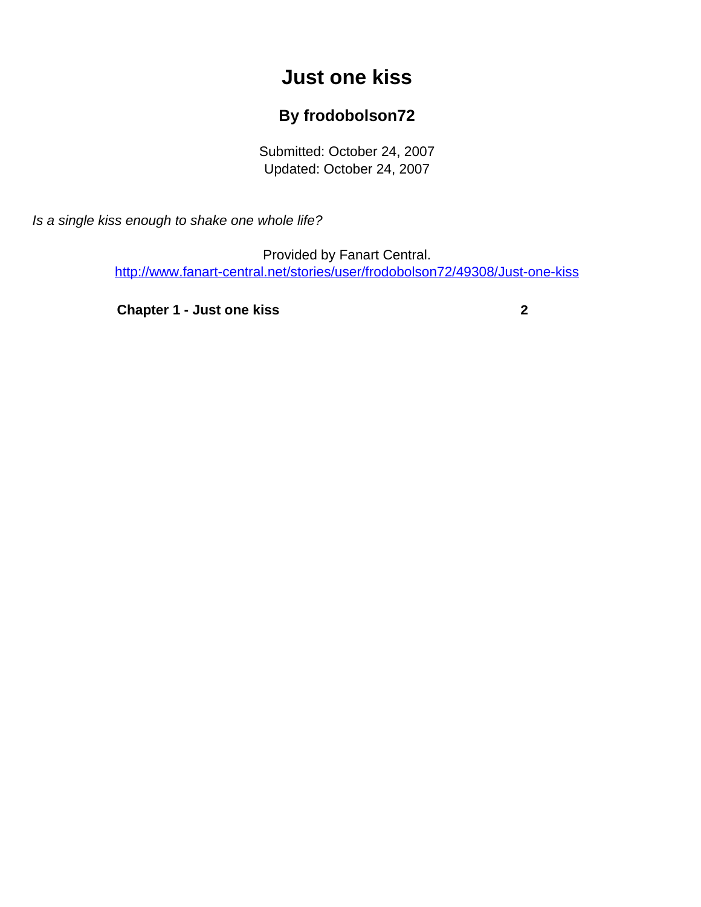# Just one kiss

## By frodobolson72

Submitted: October 24, 2007
Updated: October 24, 2007

*Is a single kiss enough to shake one whole life?*

Provided by Fanart Central.
http://www.fanart-central.net/stories/user/frodobolson72/49308/Just-one-kiss

**Chapter 1 - Just one kiss** **2**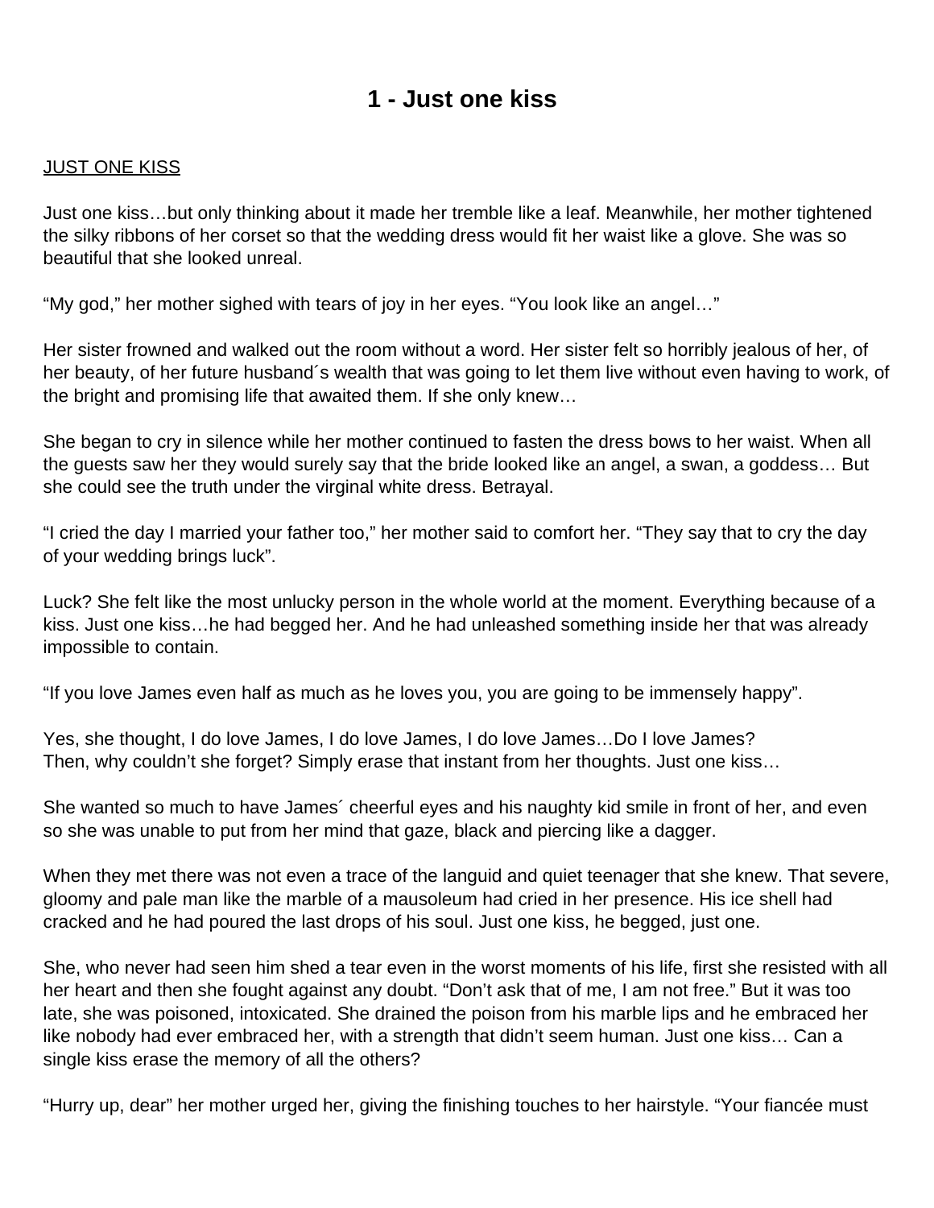# 1 - Just one kiss

JUST ONE KISS

Just one kiss…but only thinking about it made her tremble like a leaf. Meanwhile, her mother tightened the silky ribbons of her corset so that the wedding dress would fit her waist like a glove. She was so beautiful that she looked unreal.

“My god,” her mother sighed with tears of joy in her eyes. “You look like an angel…”

Her sister frowned and walked out the room without a word. Her sister felt so horribly jealous of her, of her beauty, of her future husband´s wealth that was going to let them live without even having to work, of the bright and promising life that awaited them. If she only knew…

She began to cry in silence while her mother continued to fasten the dress bows to her waist. When all the guests saw her they would surely say that the bride looked like an angel, a swan, a goddess… But she could see the truth under the virginal white dress. Betrayal.

“I cried the day I married your father too,” her mother said to comfort her. “They say that to cry the day of your wedding brings luck”.

Luck? She felt like the most unlucky person in the whole world at the moment. Everything because of a kiss. Just one kiss…he had begged her. And he had unleashed something inside her that was already impossible to contain.

“If you love James even half as much as he loves you, you are going to be immensely happy”.

Yes, she thought, I do love James, I do love James, I do love James…Do I love James?
Then, why couldn’t she forget? Simply erase that instant from her thoughts. Just one kiss…

She wanted so much to have James´ cheerful eyes and his naughty kid smile in front of her, and even so she was unable to put from her mind that gaze, black and piercing like a dagger.

When they met there was not even a trace of the languid and quiet teenager that she knew. That severe, gloomy and pale man like the marble of a mausoleum had cried in her presence. His ice shell had cracked and he had poured the last drops of his soul. Just one kiss, he begged, just one.

She, who never had seen him shed a tear even in the worst moments of his life, first she resisted with all her heart and then she fought against any doubt. “Don’t ask that of me, I am not free.” But it was too late, she was poisoned, intoxicated. She drained the poison from his marble lips and he embraced her like nobody had ever embraced her, with a strength that didn’t seem human. Just one kiss… Can a single kiss erase the memory of all the others?

“Hurry up, dear” her mother urged her, giving the finishing touches to her hairstyle. “Your fiancée must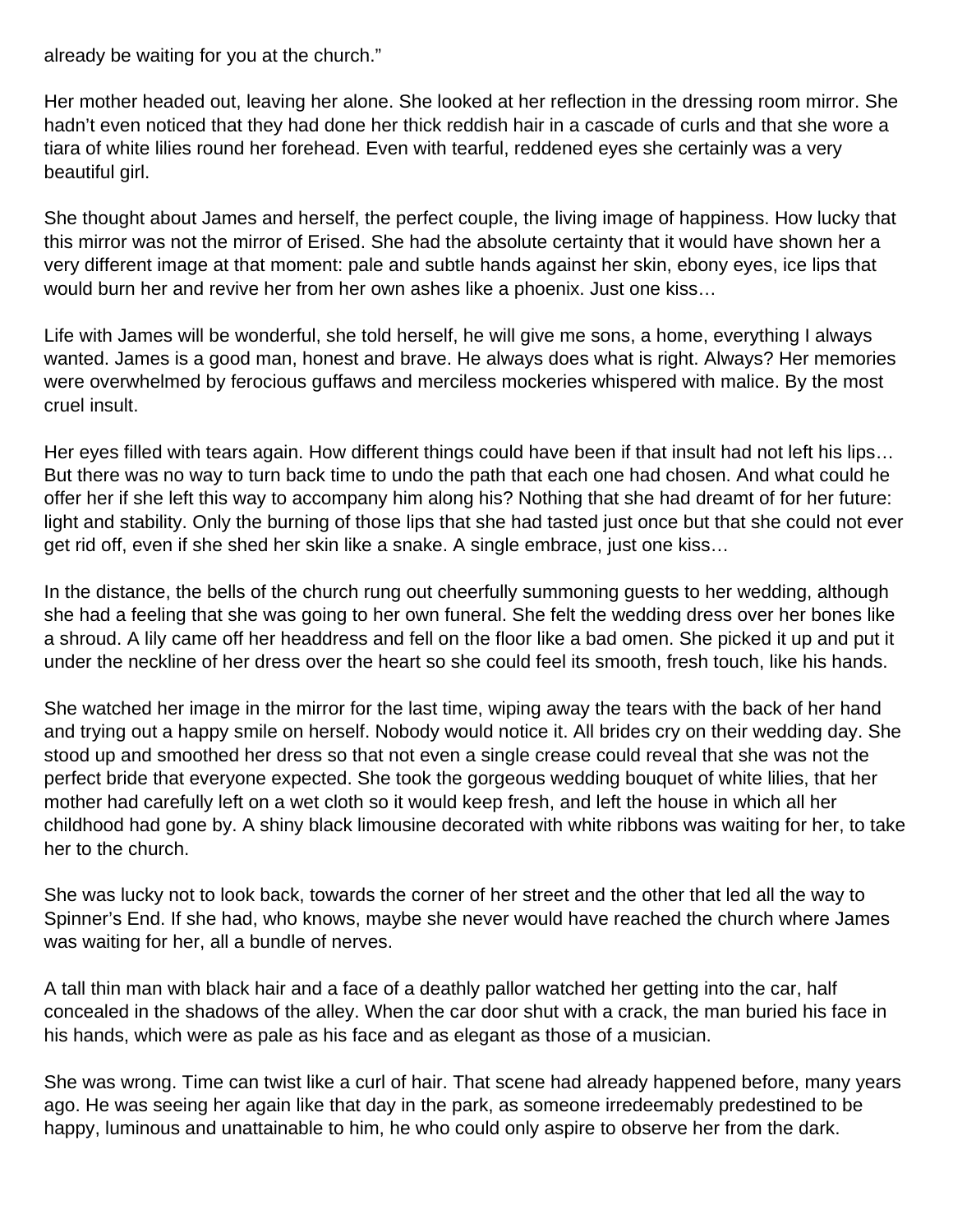already be waiting for you at the church."

Her mother headed out, leaving her alone. She looked at her reflection in the dressing room mirror. She hadn't even noticed that they had done her thick reddish hair in a cascade of curls and that she wore a tiara of white lilies round her forehead. Even with tearful, reddened eyes she certainly was a very beautiful girl.

She thought about James and herself, the perfect couple, the living image of happiness. How lucky that this mirror was not the mirror of Erised. She had the absolute certainty that it would have shown her a very different image at that moment: pale and subtle hands against her skin, ebony eyes, ice lips that would burn her and revive her from her own ashes like a phoenix. Just one kiss…

Life with James will be wonderful, she told herself, he will give me sons, a home, everything I always wanted. James is a good man, honest and brave. He always does what is right. Always? Her memories were overwhelmed by ferocious guffaws and merciless mockeries whispered with malice. By the most cruel insult.

Her eyes filled with tears again. How different things could have been if that insult had not left his lips… But there was no way to turn back time to undo the path that each one had chosen. And what could he offer her if she left this way to accompany him along his? Nothing that she had dreamt of for her future: light and stability. Only the burning of those lips that she had tasted just once but that she could not ever get rid off, even if she shed her skin like a snake. A single embrace, just one kiss…

In the distance, the bells of the church rung out cheerfully summoning guests to her wedding, although she had a feeling that she was going to her own funeral. She felt the wedding dress over her bones like a shroud. A lily came off her headdress and fell on the floor like a bad omen. She picked it up and put it under the neckline of her dress over the heart so she could feel its smooth, fresh touch, like his hands.

She watched her image in the mirror for the last time, wiping away the tears with the back of her hand and trying out a happy smile on herself. Nobody would notice it. All brides cry on their wedding day. She stood up and smoothed her dress so that not even a single crease could reveal that she was not the perfect bride that everyone expected. She took the gorgeous wedding bouquet of white lilies, that her mother had carefully left on a wet cloth so it would keep fresh, and left the house in which all her childhood had gone by. A shiny black limousine decorated with white ribbons was waiting for her, to take her to the church.

She was lucky not to look back, towards the corner of her street and the other that led all the way to Spinner's End. If she had, who knows, maybe she never would have reached the church where James was waiting for her, all a bundle of nerves.

A tall thin man with black hair and a face of a deathly pallor watched her getting into the car, half concealed in the shadows of the alley. When the car door shut with a crack, the man buried his face in his hands, which were as pale as his face and as elegant as those of a musician.

She was wrong. Time can twist like a curl of hair. That scene had already happened before, many years ago. He was seeing her again like that day in the park, as someone irredeemably predestined to be happy, luminous and unattainable to him, he who could only aspire to observe her from the dark.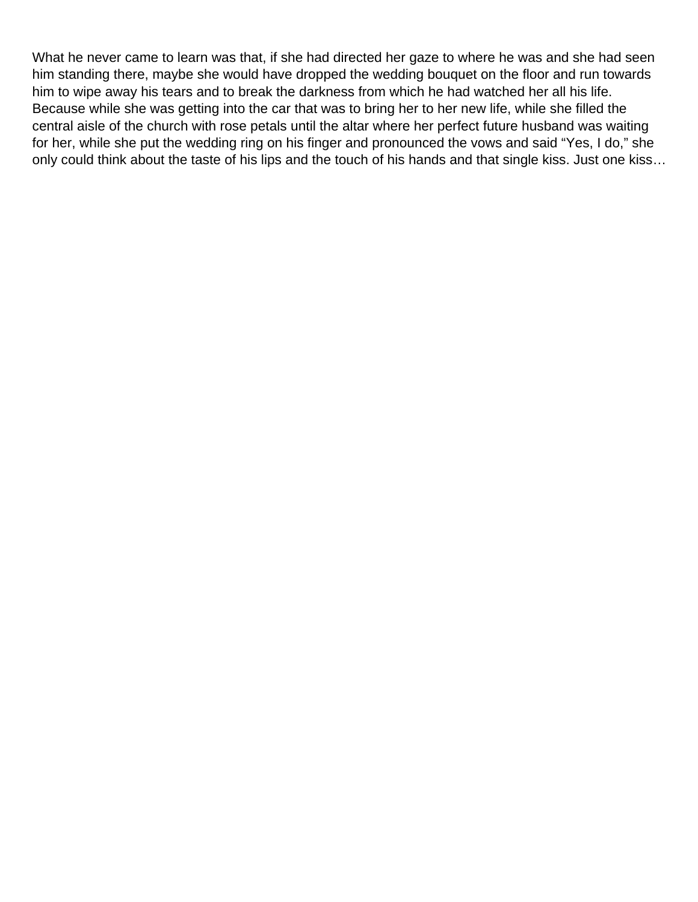What he never came to learn was that, if she had directed her gaze to where he was and she had seen him standing there, maybe she would have dropped the wedding bouquet on the floor and run towards him to wipe away his tears and to break the darkness from which he had watched her all his life. Because while she was getting into the car that was to bring her to her new life, while she filled the central aisle of the church with rose petals until the altar where her perfect future husband was waiting for her, while she put the wedding ring on his finger and pronounced the vows and said "Yes, I do," she only could think about the taste of his lips and the touch of his hands and that single kiss. Just one kiss…